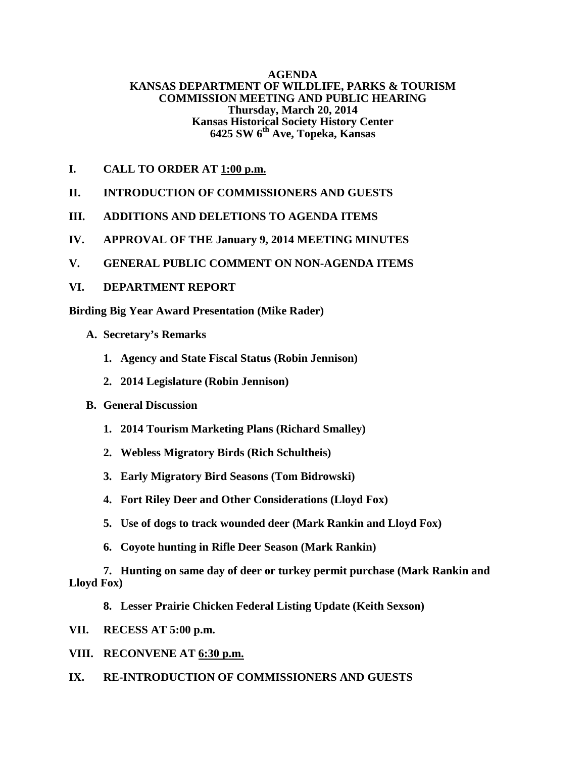**AGENDA**
**KANSAS DEPARTMENT OF WILDLIFE, PARKS & TOURISM**
**COMMISSION MEETING AND PUBLIC HEARING**
**Thursday, March 20, 2014**
**Kansas Historical Society History Center**
**6425 SW 6th Ave, Topeka, Kansas**

**I. CALL TO ORDER AT 1:00 p.m.**

**II. INTRODUCTION OF COMMISSIONERS AND GUESTS**

**III. ADDITIONS AND DELETIONS TO AGENDA ITEMS**

**IV. APPROVAL OF THE January 9, 2014 MEETING MINUTES**

**V. GENERAL PUBLIC COMMENT ON NON-AGENDA ITEMS**

**VI. DEPARTMENT REPORT**

**Birding Big Year Award Presentation (Mike Rader)**

- **A. Secretary's Remarks**
  1. **Agency and State Fiscal Status (Robin Jennison)**
  2. **2014 Legislature (Robin Jennison)**
- **B. General Discussion**
  1. **2014 Tourism Marketing Plans (Richard Smalley)**
  2. **Webless Migratory Birds (Rich Schultheis)**
  3. **Early Migratory Bird Seasons (Tom Bidrowski)**
  4. **Fort Riley Deer and Other Considerations (Lloyd Fox)**
  5. **Use of dogs to track wounded deer (Mark Rankin and Lloyd Fox)**
  6. **Coyote hunting in Rifle Deer Season (Mark Rankin)**
  7. **Hunting on same day of deer or turkey permit purchase (Mark Rankin and Lloyd Fox)**
  8. **Lesser Prairie Chicken Federal Listing Update (Keith Sexson)**

**VII. RECESS AT 5:00 p.m.**

**VIII. RECONVENE AT 6:30 p.m.**

**IX. RE-INTRODUCTION OF COMMISSIONERS AND GUESTS**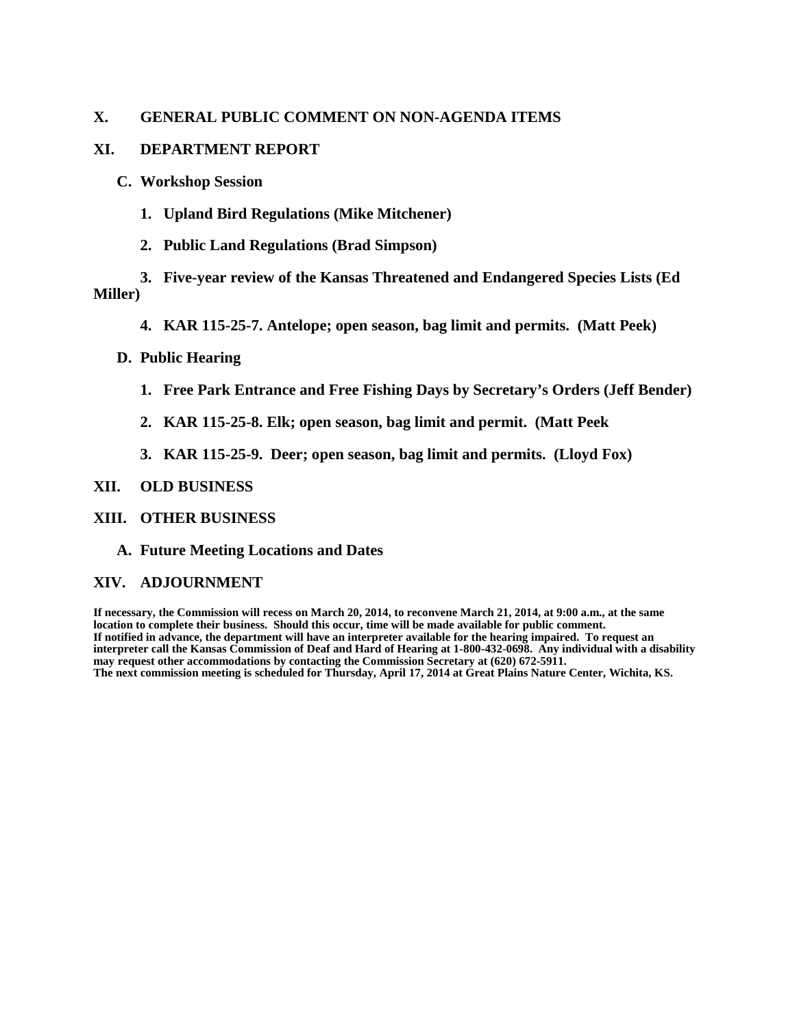**X. GENERAL PUBLIC COMMENT ON NON-AGENDA ITEMS**

**XI. DEPARTMENT REPORT**

**C. Workshop Session**

**1. Upland Bird Regulations (Mike Mitchener)**

**2. Public Land Regulations (Brad Simpson)**

**3. Five-year review of the Kansas Threatened and Endangered Species Lists (Ed Miller)**

**4. KAR 115-25-7. Antelope; open season, bag limit and permits. (Matt Peek)**

**D. Public Hearing**

**1. Free Park Entrance and Free Fishing Days by Secretary's Orders (Jeff Bender)**

**2. KAR 115-25-8. Elk; open season, bag limit and permit. (Matt Peek**

**3. KAR 115-25-9. Deer; open season, bag limit and permits. (Lloyd Fox)**

**XII. OLD BUSINESS**

**XIII. OTHER BUSINESS**

**A. Future Meeting Locations and Dates**

**XIV. ADJOURNMENT**

**If necessary, the Commission will recess on March 20, 2014, to reconvene March 21, 2014, at 9:00 a.m., at the same location to complete their business. Should this occur, time will be made available for public comment.**
**If notified in advance, the department will have an interpreter available for the hearing impaired. To request an interpreter call the Kansas Commission of Deaf and Hard of Hearing at 1-800-432-0698. Any individual with a disability may request other accommodations by contacting the Commission Secretary at (620) 672-5911.**
**The next commission meeting is scheduled for Thursday, April 17, 2014 at Great Plains Nature Center, Wichita, KS.**